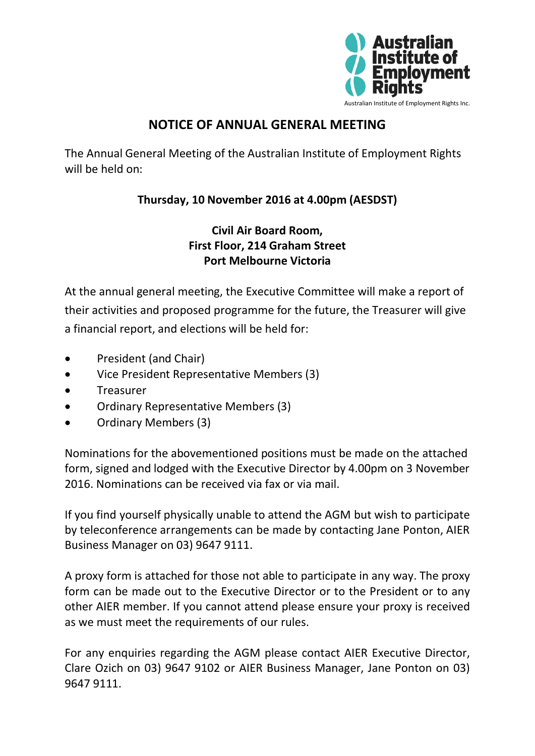Australian Institute of Employment Rights

Australian Institute of Employment Rights Inc.

# NOTICE OF ANNUAL GENERAL MEETING

The Annual General Meeting of the Australian Institute of Employment Rights will be held on:

**Thursday, 10 November 2016 at 4.00pm (AESDST)**

**Civil Air Board Room,**
**First Floor, 214 Graham Street**
**Port Melbourne Victoria**

At the annual general meeting, the Executive Committee will make a report of their activities and proposed programme for the future, the Treasurer will give a financial report, and elections will be held for:

- President (and Chair)
- Vice President Representative Members (3)
- Treasurer
- Ordinary Representative Members (3)
- Ordinary Members (3)

Nominations for the abovementioned positions must be made on the attached form, signed and lodged with the Executive Director by 4.00pm on 3 November 2016. Nominations can be received via fax or via mail.

If you find yourself physically unable to attend the AGM but wish to participate by teleconference arrangements can be made by contacting Jane Ponton, AIER Business Manager on 03) 9647 9111.

A proxy form is attached for those not able to participate in any way. The proxy form can be made out to the Executive Director or to the President or to any other AIER member. If you cannot attend please ensure your proxy is received as we must meet the requirements of our rules.

For any enquiries regarding the AGM please contact AIER Executive Director, Clare Ozich on 03) 9647 9102 or AIER Business Manager, Jane Ponton on 03) 9647 9111.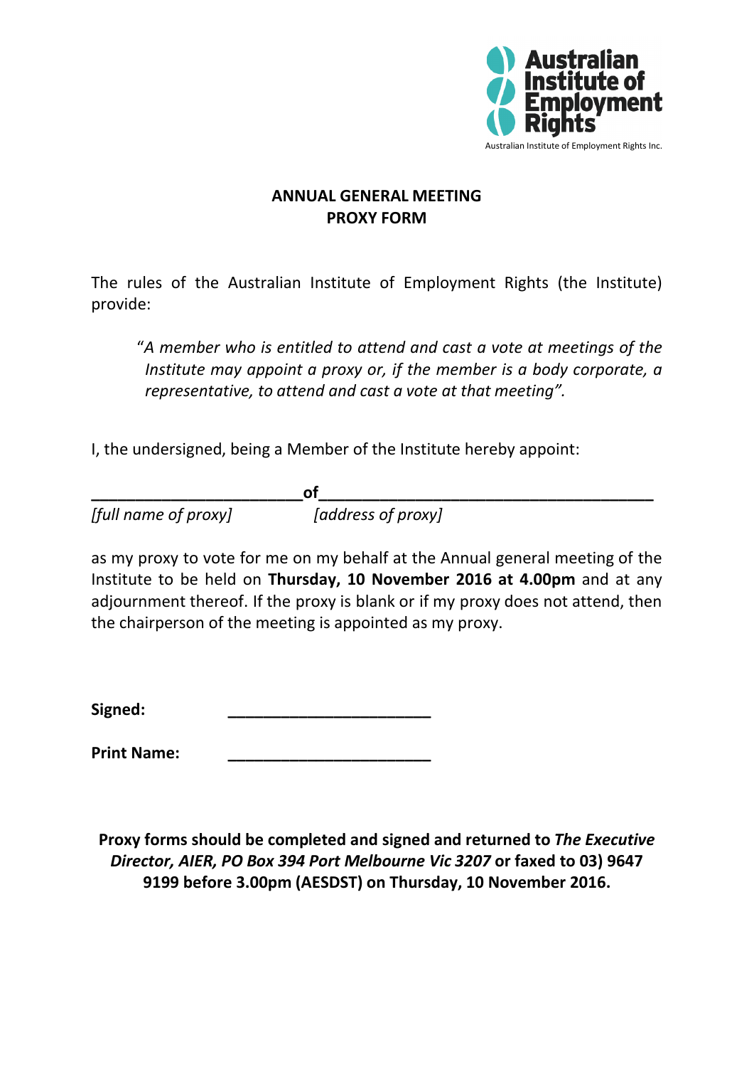Australian Institute of Employment Rights

Australian Institute of Employment Rights Inc.

## ANNUAL GENERAL MEETING
## PROXY FORM

The rules of the Australian Institute of Employment Rights (the Institute) provide:

> "*A member who is entitled to attend and cast a vote at meetings of the Institute may appoint a proxy or, if the member is a body corporate, a representative, to attend and cast a vote at that meeting".*

I, the undersigned, being a Member of the Institute hereby appoint:

**________________________of_____________________________________**

*[full name of proxy]* *[address of proxy]*

as my proxy to vote for me on my behalf at the Annual general meeting of the Institute to be held on **Thursday, 10 November 2016 at 4.00pm** and at any adjournment thereof. If the proxy is blank or if my proxy does not attend, then the chairperson of the meeting is appointed as my proxy.

**Signed:** ______________________

**Print Name:** ______________________

**Proxy forms should be completed and signed and returned to *The Executive Director, AIER, PO Box 394 Port Melbourne Vic 3207* or faxed to 03) 9647 9199 before 3.00pm (AESDST) on Thursday, 10 November 2016.**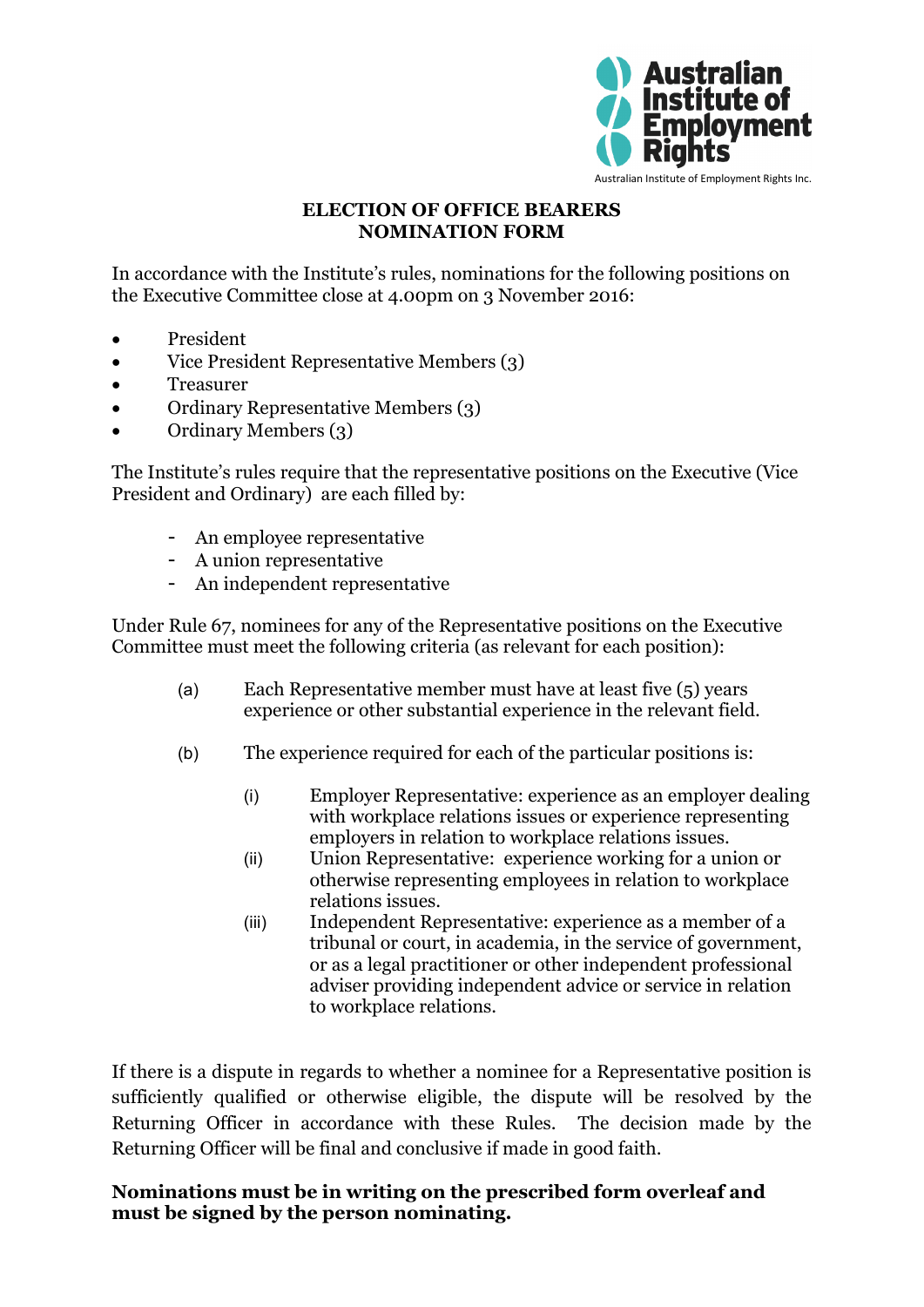Australian Institute of Employment Rights

Australian Institute of Employment Rights Inc.

## ELECTION OF OFFICE BEARERS
## NOMINATION FORM

In accordance with the Institute's rules, nominations for the following positions on the Executive Committee close at 4.00pm on 3 November 2016:

- President
- Vice President Representative Members (3)
- Treasurer
- Ordinary Representative Members (3)
- Ordinary Members (3)

The Institute's rules require that the representative positions on the Executive (Vice President and Ordinary) are each filled by:

- An employee representative
- A union representative
- An independent representative

Under Rule 67, nominees for any of the Representative positions on the Executive Committee must meet the following criteria (as relevant for each position):

(a) Each Representative member must have at least five (5) years experience or other substantial experience in the relevant field.

(b) The experience required for each of the particular positions is:

(i) Employer Representative: experience as an employer dealing with workplace relations issues or experience representing employers in relation to workplace relations issues.

(ii) Union Representative: experience working for a union or otherwise representing employees in relation to workplace relations issues.

(iii) Independent Representative: experience as a member of a tribunal or court, in academia, in the service of government, or as a legal practitioner or other independent professional adviser providing independent advice or service in relation to workplace relations.

If there is a dispute in regards to whether a nominee for a Representative position is sufficiently qualified or otherwise eligible, the dispute will be resolved by the Returning Officer in accordance with these Rules. The decision made by the Returning Officer will be final and conclusive if made in good faith.

**Nominations must be in writing on the prescribed form overleaf and must be signed by the person nominating.**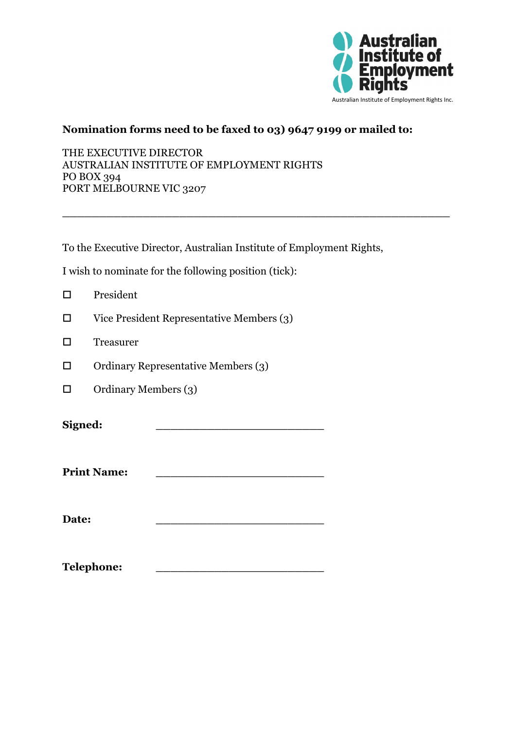Australian Institute of Employment Rights

Australian Institute of Employment Rights Inc.

**Nomination forms need to be faxed to 03) 9647 9199 or mailed to:**

THE EXECUTIVE DIRECTOR
AUSTRALIAN INSTITUTE OF EMPLOYMENT RIGHTS
PO BOX 394
PORT MELBOURNE VIC 3207

---

To the Executive Director, Australian Institute of Employment Rights,

I wish to nominate for the following position (tick):

- ☐ President
- ☐ Vice President Representative Members (3)
- ☐ Treasurer
- ☐ Ordinary Representative Members (3)
- ☐ Ordinary Members (3)

**Signed:** ______________________________

**Print Name:** ______________________________

**Date:** ______________________________

**Telephone:** ______________________________